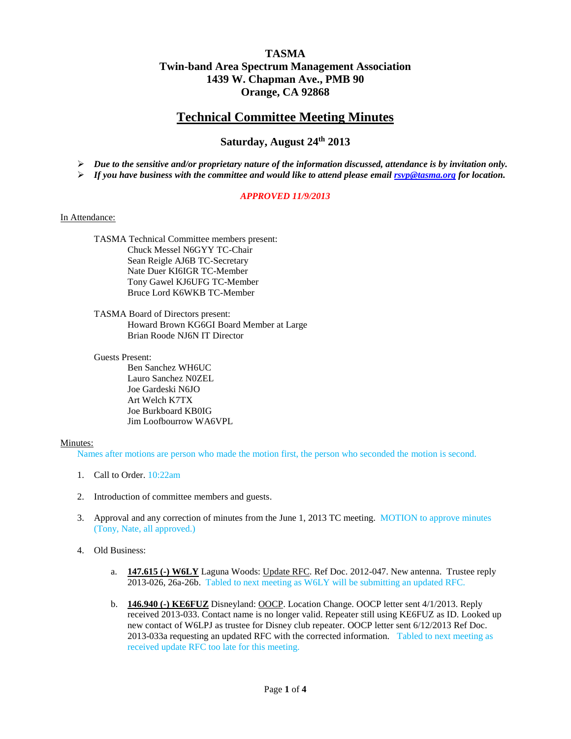# TASMA
# Twin-band Area Spectrum Management Association
## 1439 W. Chapman Ave., PMB 90
## Orange, CA 92868

## Technical Committee Meeting Minutes

### Saturday, August 24th 2013

- ***Due to the sensitive and/or proprietary nature of the information discussed, attendance is by invitation only.***
- ***If you have business with the committee and would like to attend please email [rsvp@tasma.org](mailto:rsvp@tasma.org) for location.***

*APPROVED 11/9/2013*

In Attendance:

TASMA Technical Committee members present:
- Chuck Messel N6GYY TC-Chair
- Sean Reigle AJ6B TC-Secretary
- Nate Duer KI6IGR TC-Member
- Tony Gawel KJ6UFG TC-Member
- Bruce Lord K6WKB TC-Member

TASMA Board of Directors present:
- Howard Brown KG6GI Board Member at Large
- Brian Roode NJ6N IT Director

Guests Present:
- Ben Sanchez WH6UC
- Lauro Sanchez N0ZEL
- Joe Gardeski N6JO
- Art Welch K7TX
- Joe Burkboard KB0IG
- Jim Loofbourrow WA6VPL

Minutes:

Names after motions are person who made the motion first, the person who seconded the motion is second.

1. Call to Order. 10:22am
2. Introduction of committee members and guests.
3. Approval and any correction of minutes from the June 1, 2013 TC meeting. MOTION to approve minutes (Tony, Nate, all approved.)
4. Old Business:
   a. **147.615 (-) W6LY** Laguna Woods: Update RFC. Ref Doc. 2012-047. New antenna. Trustee reply 2013-026, 26a-26b. Tabled to next meeting as W6LY will be submitting an updated RFC.
   b. **146.940 (-) KE6FUZ** Disneyland: OOCP. Location Change. OOCP letter sent 4/1/2013. Reply received 2013-033. Contact name is no longer valid. Repeater still using KE6FUZ as ID. Looked up new contact of W6LPJ as trustee for Disney club repeater. OOCP letter sent 6/12/2013 Ref Doc. 2013-033a requesting an updated RFC with the corrected information. Tabled to next meeting as received update RFC too late for this meeting.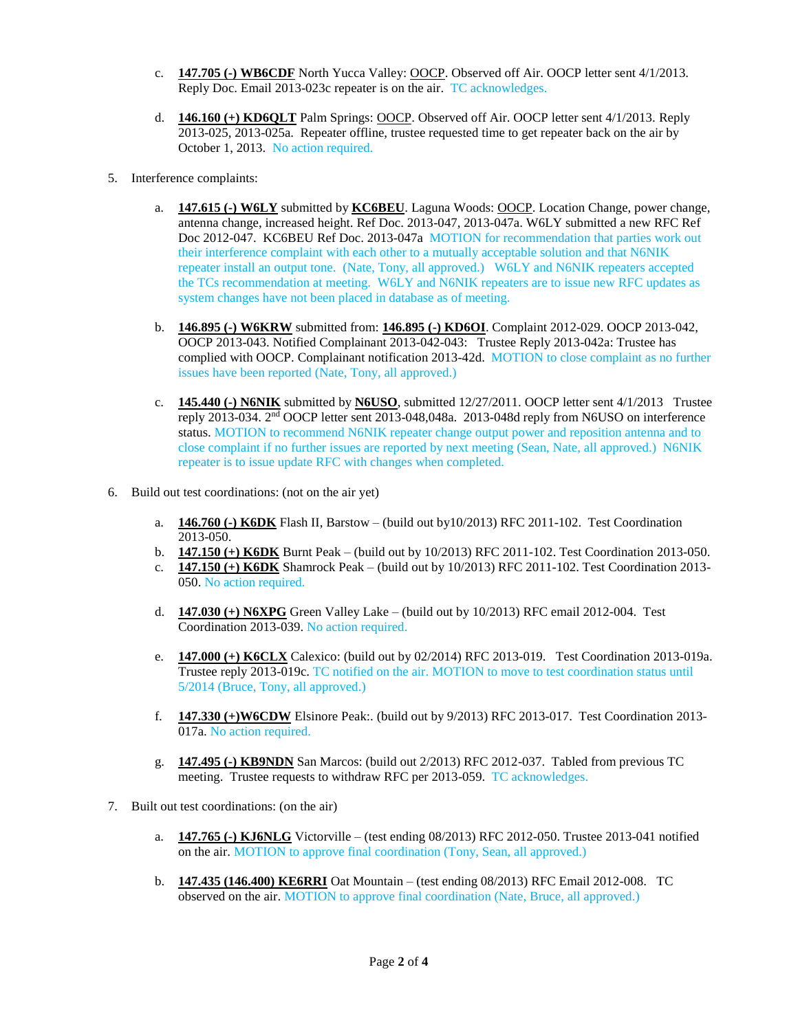c. **147.705 (-) WB6CDF** North Yucca Valley: OOCP. Observed off Air. OOCP letter sent 4/1/2013. Reply Doc. Email 2013-023c repeater is on the air. TC acknowledges.

d. **146.160 (+) KD6QLT** Palm Springs: OOCP. Observed off Air. OOCP letter sent 4/1/2013. Reply 2013-025, 2013-025a. Repeater offline, trustee requested time to get repeater back on the air by October 1, 2013. No action required.

5. Interference complaints:

   a. **147.615 (-) W6LY** submitted by **KC6BEU**. Laguna Woods: OOCP. Location Change, power change, antenna change, increased height. Ref Doc. 2013-047, 2013-047a. W6LY submitted a new RFC Ref Doc 2012-047. KC6BEU Ref Doc. 2013-047a MOTION for recommendation that parties work out their interference complaint with each other to a mutually acceptable solution and that N6NIK repeater install an output tone. (Nate, Tony, all approved.) W6LY and N6NIK repeaters accepted the TCs recommendation at meeting. W6LY and N6NIK repeaters are to issue new RFC updates as system changes have not been placed in database as of meeting.

   b. **146.895 (-) W6KRW** submitted from: **146.895 (-) KD6OI**. Complaint 2012-029. OOCP 2013-042, OOCP 2013-043. Notified Complainant 2013-042-043: Trustee Reply 2013-042a: Trustee has complied with OOCP. Complainant notification 2013-42d. MOTION to close complaint as no further issues have been reported (Nate, Tony, all approved.)

   c. **145.440 (-) N6NIK** submitted by **N6USO**, submitted 12/27/2011. OOCP letter sent 4/1/2013 Trustee reply 2013-034. 2nd OOCP letter sent 2013-048,048a. 2013-048d reply from N6USO on interference status. MOTION to recommend N6NIK repeater change output power and reposition antenna and to close complaint if no further issues are reported by next meeting (Sean, Nate, all approved.) N6NIK repeater is to issue update RFC with changes when completed.

6. Build out test coordinations: (not on the air yet)

   a. **146.760 (-) K6DK** Flash II, Barstow – (build out by10/2013) RFC 2011-102. Test Coordination 2013-050.
   b. **147.150 (+) K6DK** Burnt Peak – (build out by 10/2013) RFC 2011-102. Test Coordination 2013-050.
   c. **147.150 (+) K6DK** Shamrock Peak – (build out by 10/2013) RFC 2011-102. Test Coordination 2013-050. No action required.

   d. **147.030 (+) N6XPG** Green Valley Lake – (build out by 10/2013) RFC email 2012-004. Test Coordination 2013-039. No action required.

   e. **147.000 (+) K6CLX** Calexico: (build out by 02/2014) RFC 2013-019. Test Coordination 2013-019a. Trustee reply 2013-019c. TC notified on the air. MOTION to move to test coordination status until 5/2014 (Bruce, Tony, all approved.)

   f. **147.330 (+)W6CDW** Elsinore Peak:. (build out by 9/2013) RFC 2013-017. Test Coordination 2013-017a. No action required.

   g. **147.495 (-) KB9NDN** San Marcos: (build out 2/2013) RFC 2012-037. Tabled from previous TC meeting. Trustee requests to withdraw RFC per 2013-059. TC acknowledges.

7. Built out test coordinations: (on the air)

   a. **147.765 (-) KJ6NLG** Victorville – (test ending 08/2013) RFC 2012-050. Trustee 2013-041 notified on the air. MOTION to approve final coordination (Tony, Sean, all approved.)

   b. **147.435 (146.400) KE6RRI** Oat Mountain – (test ending 08/2013) RFC Email 2012-008. TC observed on the air. MOTION to approve final coordination (Nate, Bruce, all approved.)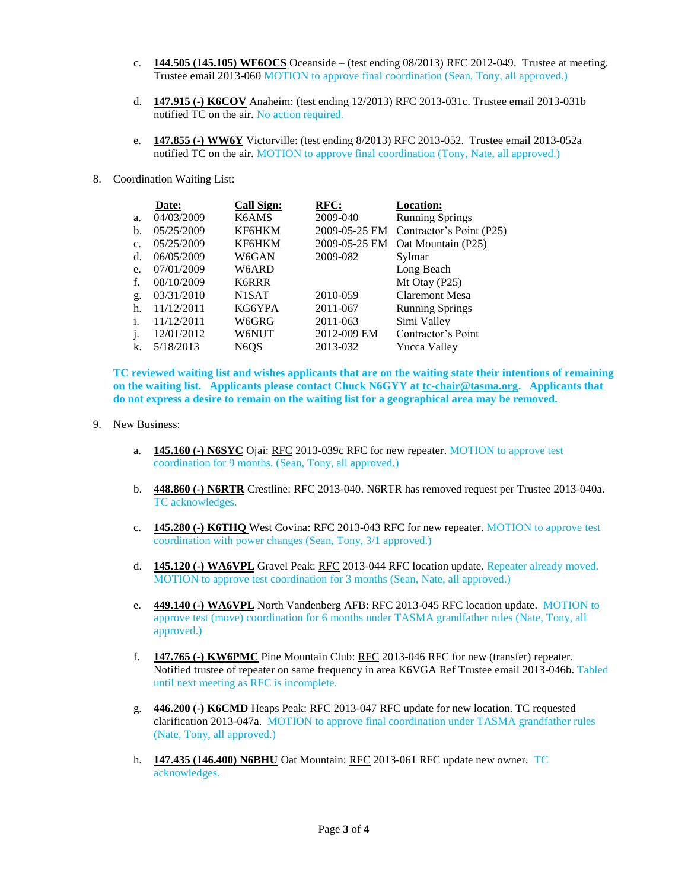c. **144.505 (145.105) WF6OCS** Oceanside – (test ending 08/2013) RFC 2012-049. Trustee at meeting. Trustee email 2013-060 MOTION to approve final coordination (Sean, Tony, all approved.)

d. **147.915 (-) K6COV** Anaheim: (test ending 12/2013) RFC 2013-031c. Trustee email 2013-031b notified TC on the air. No action required.

e. **147.855 (-) WW6Y** Victorville: (test ending 8/2013) RFC 2013-052. Trustee email 2013-052a notified TC on the air. MOTION to approve final coordination (Tony, Nate, all approved.)

8. Coordination Waiting List:

| | Date: | Call Sign: | RFC: | Location: |
|---|---|---|---|---|
| a. | 04/03/2009 | K6AMS | 2009-040 | Running Springs |
| b. | 05/25/2009 | KF6HKM | 2009-05-25 EM | Contractor's Point (P25) |
| c. | 05/25/2009 | KF6HKM | 2009-05-25 EM | Oat Mountain (P25) |
| d. | 06/05/2009 | W6GAN | 2009-082 | Sylmar |
| e. | 07/01/2009 | W6ARD | | Long Beach |
| f. | 08/10/2009 | K6RRR | | Mt Otay (P25) |
| g. | 03/31/2010 | N1SAT | 2010-059 | Claremont Mesa |
| h. | 11/12/2011 | KG6YPA | 2011-067 | Running Springs |
| i. | 11/12/2011 | W6GRG | 2011-063 | Simi Valley |
| j. | 12/01/2012 | W6NUT | 2012-009 EM | Contractor's Point |
| k. | 5/18/2013 | N6QS | 2013-032 | Yucca Valley |

**TC reviewed waiting list and wishes applicants that are on the waiting state their intentions of remaining on the waiting list. Applicants please contact Chuck N6GYY at tc-chair@tasma.org. Applicants that do not express a desire to remain on the waiting list for a geographical area may be removed.**

9. New Business:

a. **145.160 (-) N6SYC** Ojai: RFC 2013-039c RFC for new repeater. MOTION to approve test coordination for 9 months. (Sean, Tony, all approved.)

b. **448.860 (-) N6RTR** Crestline: RFC 2013-040. N6RTR has removed request per Trustee 2013-040a. TC acknowledges.

c. **145.280 (-) K6THQ** West Covina: RFC 2013-043 RFC for new repeater. MOTION to approve test coordination with power changes (Sean, Tony, 3/1 approved.)

d. **145.120 (-) WA6VPL** Gravel Peak: RFC 2013-044 RFC location update. Repeater already moved. MOTION to approve test coordination for 3 months (Sean, Nate, all approved.)

e. **449.140 (-) WA6VPL** North Vandenberg AFB: RFC 2013-045 RFC location update. MOTION to approve test (move) coordination for 6 months under TASMA grandfather rules (Nate, Tony, all approved.)

f. **147.765 (-) KW6PMC** Pine Mountain Club: RFC 2013-046 RFC for new (transfer) repeater. Notified trustee of repeater on same frequency in area K6VGA Ref Trustee email 2013-046b. Tabled until next meeting as RFC is incomplete.

g. **446.200 (-) K6CMD** Heaps Peak: RFC 2013-047 RFC update for new location. TC requested clarification 2013-047a. MOTION to approve final coordination under TASMA grandfather rules (Nate, Tony, all approved.)

h. **147.435 (146.400) N6BHU** Oat Mountain: RFC 2013-061 RFC update new owner. TC acknowledges.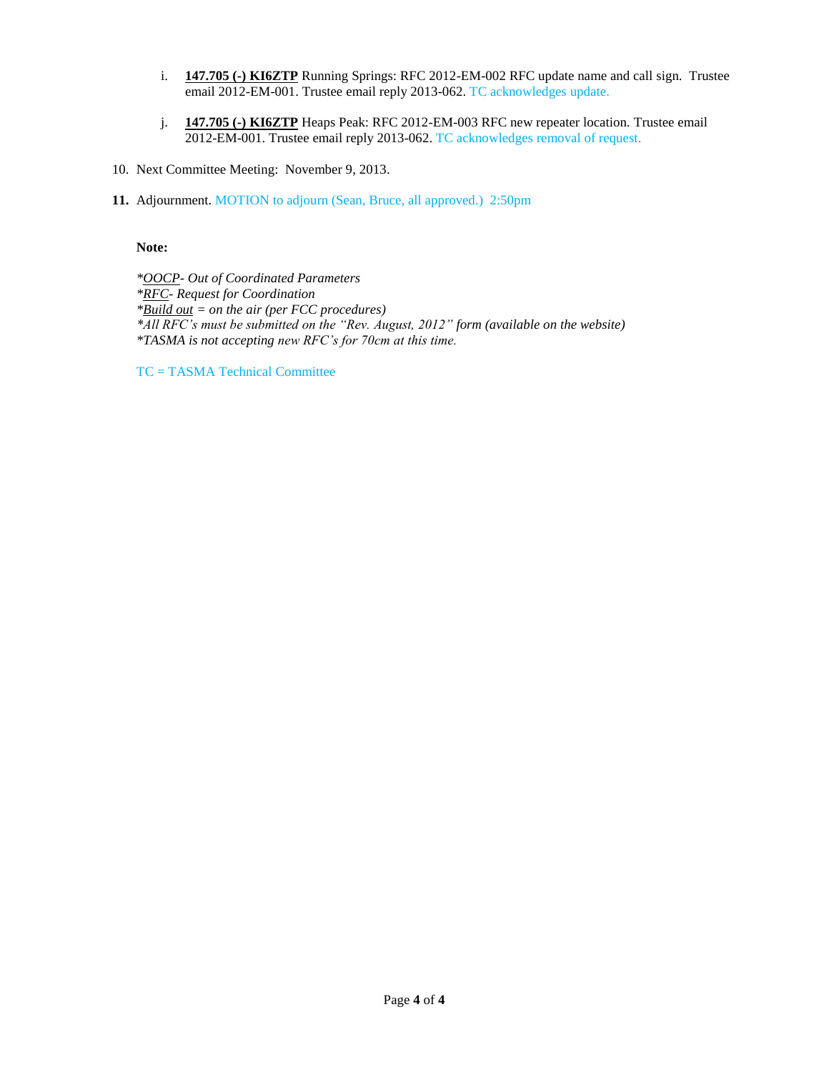i. **<u>147.705 (-) KI6ZTP</u>** Running Springs: RFC 2012-EM-002 RFC update name and call sign. Trustee email 2012-EM-001. Trustee email reply 2013-062. TC acknowledges update.

j. **<u>147.705 (-) KI6ZTP</u>** Heaps Peak: RFC 2012-EM-003 RFC new repeater location. Trustee email 2012-EM-001. Trustee email reply 2013-062. TC acknowledges removal of request.

10. Next Committee Meeting: November 9, 2013.

11. Adjournment. MOTION to adjourn (Sean, Bruce, all approved.) 2:50pm

**Note:**

*\*<u>OOCP</u>- Out of Coordinated Parameters*
*\*<u>RFC</u>- Request for Coordination*
*\*<u>Build out</u> = on the air (per FCC procedures)*
*\*All RFC's must be submitted on the "Rev. August, 2012" form (available on the website)*
*\*TASMA is not accepting new RFC's for 70cm at this time.*

TC = TASMA Technical Committee